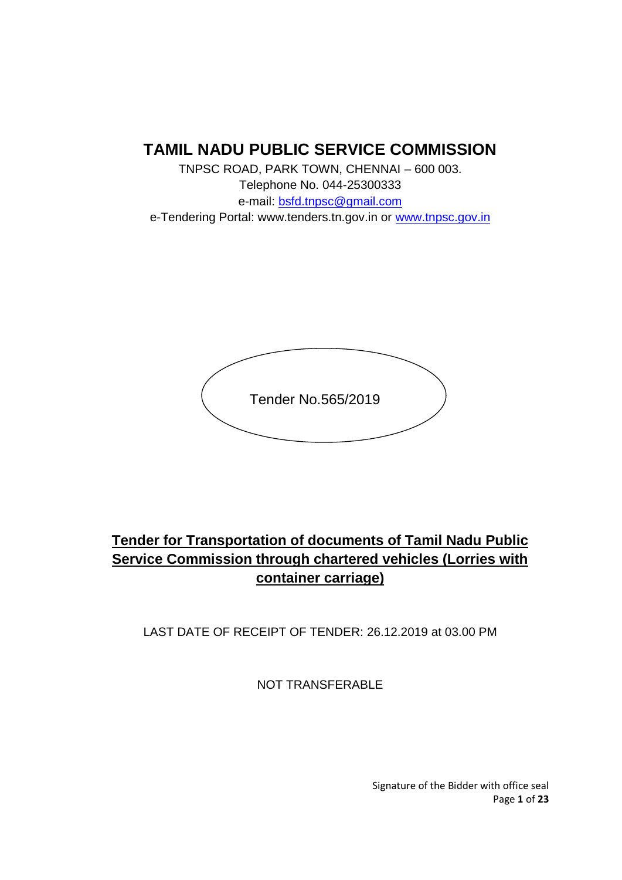# TAMIL NADU PUBLIC SERVICE COMMISSION

TNPSC ROAD, PARK TOWN, CHENNAI – 600 003.
Telephone No. 044-25300333
e-mail: bsfd.tnpsc@gmail.com
e-Tendering Portal: www.tenders.tn.gov.in or www.tnpsc.gov.in

Tender No.565/2019

## Tender for Transportation of documents of Tamil Nadu Public Service Commission through chartered vehicles (Lorries with container carriage)

LAST DATE OF RECEIPT OF TENDER: 26.12.2019 at 03.00 PM

NOT TRANSFERABLE

Signature of the Bidder with office seal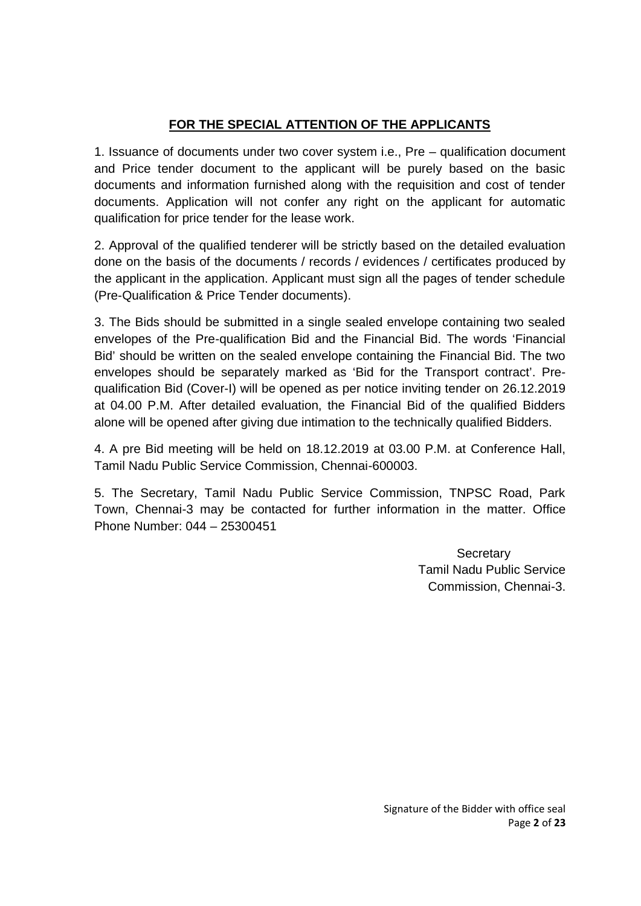## FOR THE SPECIAL ATTENTION OF THE APPLICANTS

1. Issuance of documents under two cover system i.e., Pre – qualification document and Price tender document to the applicant will be purely based on the basic documents and information furnished along with the requisition and cost of tender documents. Application will not confer any right on the applicant for automatic qualification for price tender for the lease work.

2. Approval of the qualified tenderer will be strictly based on the detailed evaluation done on the basis of the documents / records / evidences / certificates produced by the applicant in the application. Applicant must sign all the pages of tender schedule (Pre-Qualification & Price Tender documents).

3. The Bids should be submitted in a single sealed envelope containing two sealed envelopes of the Pre-qualification Bid and the Financial Bid. The words 'Financial Bid' should be written on the sealed envelope containing the Financial Bid. The two envelopes should be separately marked as 'Bid for the Transport contract'. Pre-qualification Bid (Cover-I) will be opened as per notice inviting tender on 26.12.2019 at 04.00 P.M. After detailed evaluation, the Financial Bid of the qualified Bidders alone will be opened after giving due intimation to the technically qualified Bidders.

4. A pre Bid meeting will be held on 18.12.2019 at 03.00 P.M. at Conference Hall, Tamil Nadu Public Service Commission, Chennai-600003.

5. The Secretary, Tamil Nadu Public Service Commission, TNPSC Road, Park Town, Chennai-3 may be contacted for further information in the matter. Office Phone Number: 044 – 25300451

Secretary
Tamil Nadu Public Service
Commission, Chennai-3.

Signature of the Bidder with office seal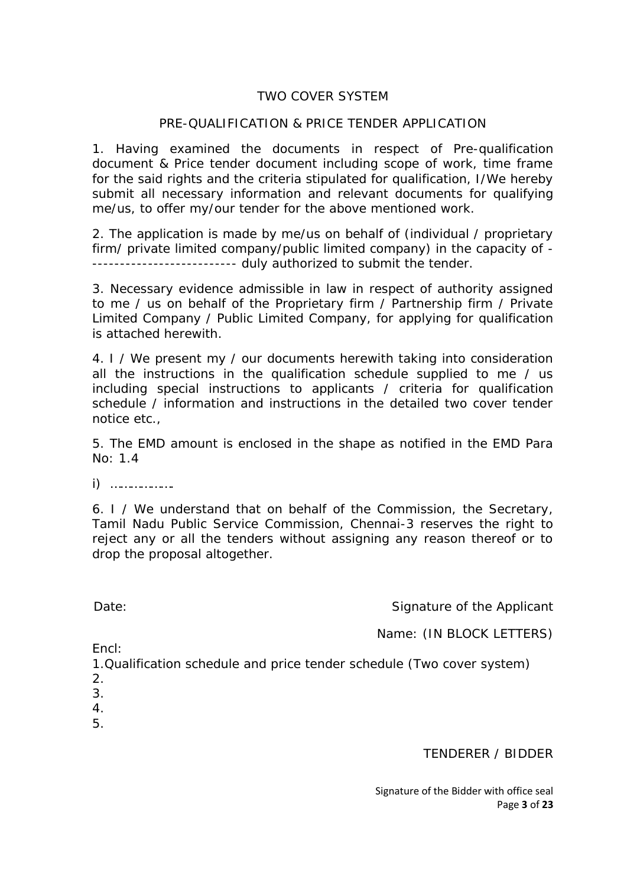## TWO COVER SYSTEM

### PRE-QUALIFICATION & PRICE TENDER APPLICATION

1. Having examined the documents in respect of Pre-qualification document & Price tender document including scope of work, time frame for the said rights and the criteria stipulated for qualification, I/We hereby submit all necessary information and relevant documents for qualifying me/us, to offer my/our tender for the above mentioned work.

2. The application is made by me/us on behalf of (individual / proprietary firm/ private limited company/public limited company) in the capacity of ---------------------------- duly authorized to submit the tender.

3. Necessary evidence admissible in law in respect of authority assigned to me / us on behalf of the Proprietary firm / Partnership firm / Private Limited Company / Public Limited Company, for applying for qualification is attached herewith.

4. I / We present my / our documents herewith taking into consideration all the instructions in the qualification schedule supplied to me / us including special instructions to applicants / criteria for qualification schedule / information and instructions in the detailed two cover tender notice etc.,

5. The EMD amount is enclosed in the shape as notified in the EMD Para No: 1.4

i) ……………….

6. I / We understand that on behalf of the Commission, the Secretary, Tamil Nadu Public Service Commission, Chennai-3 reserves the right to reject any or all the tenders without assigning any reason thereof or to drop the proposal altogether.

Date: Signature of the Applicant

Name: (IN BLOCK LETTERS)

Encl:

1.Qualification schedule and price tender schedule (Two cover system)

2.

3.

4.

5.

TENDERER / BIDDER

Signature of the Bidder with office seal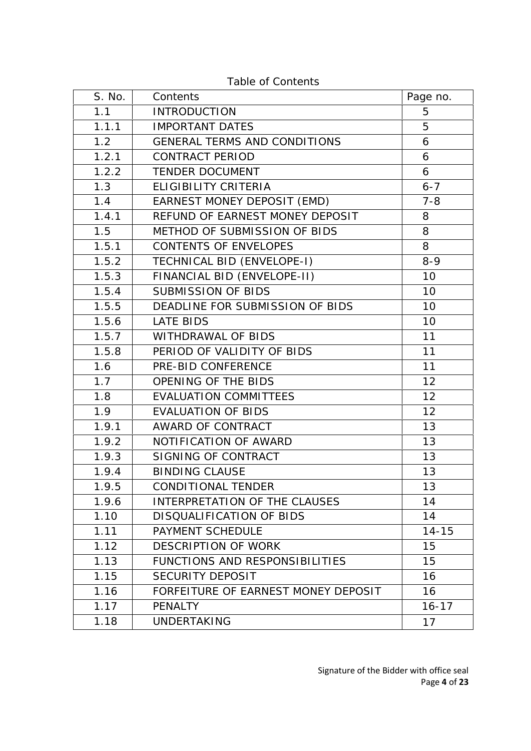Table of Contents

| S. No. | Contents | Page no. |
|---|---|---|
| 1.1 | INTRODUCTION | 5 |
| 1.1.1 | IMPORTANT DATES | 5 |
| 1.2 | GENERAL TERMS AND CONDITIONS | 6 |
| 1.2.1 | CONTRACT PERIOD | 6 |
| 1.2.2 | TENDER DOCUMENT | 6 |
| 1.3 | ELIGIBILITY CRITERIA | 6-7 |
| 1.4 | EARNEST MONEY DEPOSIT (EMD) | 7-8 |
| 1.4.1 | REFUND OF EARNEST MONEY DEPOSIT | 8 |
| 1.5 | METHOD OF SUBMISSION OF BIDS | 8 |
| 1.5.1 | CONTENTS OF ENVELOPES | 8 |
| 1.5.2 | TECHNICAL BID (ENVELOPE-I) | 8-9 |
| 1.5.3 | FINANCIAL BID (ENVELOPE-II) | 10 |
| 1.5.4 | SUBMISSION OF BIDS | 10 |
| 1.5.5 | DEADLINE FOR SUBMISSION OF BIDS | 10 |
| 1.5.6 | LATE BIDS | 10 |
| 1.5.7 | WITHDRAWAL OF BIDS | 11 |
| 1.5.8 | PERIOD OF VALIDITY OF BIDS | 11 |
| 1.6 | PRE-BID CONFERENCE | 11 |
| 1.7 | OPENING OF THE BIDS | 12 |
| 1.8 | EVALUATION COMMITTEES | 12 |
| 1.9 | EVALUATION OF BIDS | 12 |
| 1.9.1 | AWARD OF CONTRACT | 13 |
| 1.9.2 | NOTIFICATION OF AWARD | 13 |
| 1.9.3 | SIGNING OF CONTRACT | 13 |
| 1.9.4 | BINDING CLAUSE | 13 |
| 1.9.5 | CONDITIONAL TENDER | 13 |
| 1.9.6 | INTERPRETATION OF THE CLAUSES | 14 |
| 1.10 | DISQUALIFICATION OF BIDS | 14 |
| 1.11 | PAYMENT SCHEDULE | 14-15 |
| 1.12 | DESCRIPTION OF WORK | 15 |
| 1.13 | FUNCTIONS AND RESPONSIBILITIES | 15 |
| 1.15 | SECURITY DEPOSIT | 16 |
| 1.16 | FORFEITURE OF EARNEST MONEY DEPOSIT | 16 |
| 1.17 | PENALTY | 16-17 |
| 1.18 | UNDERTAKING | 17 |

Signature of the Bidder with office seal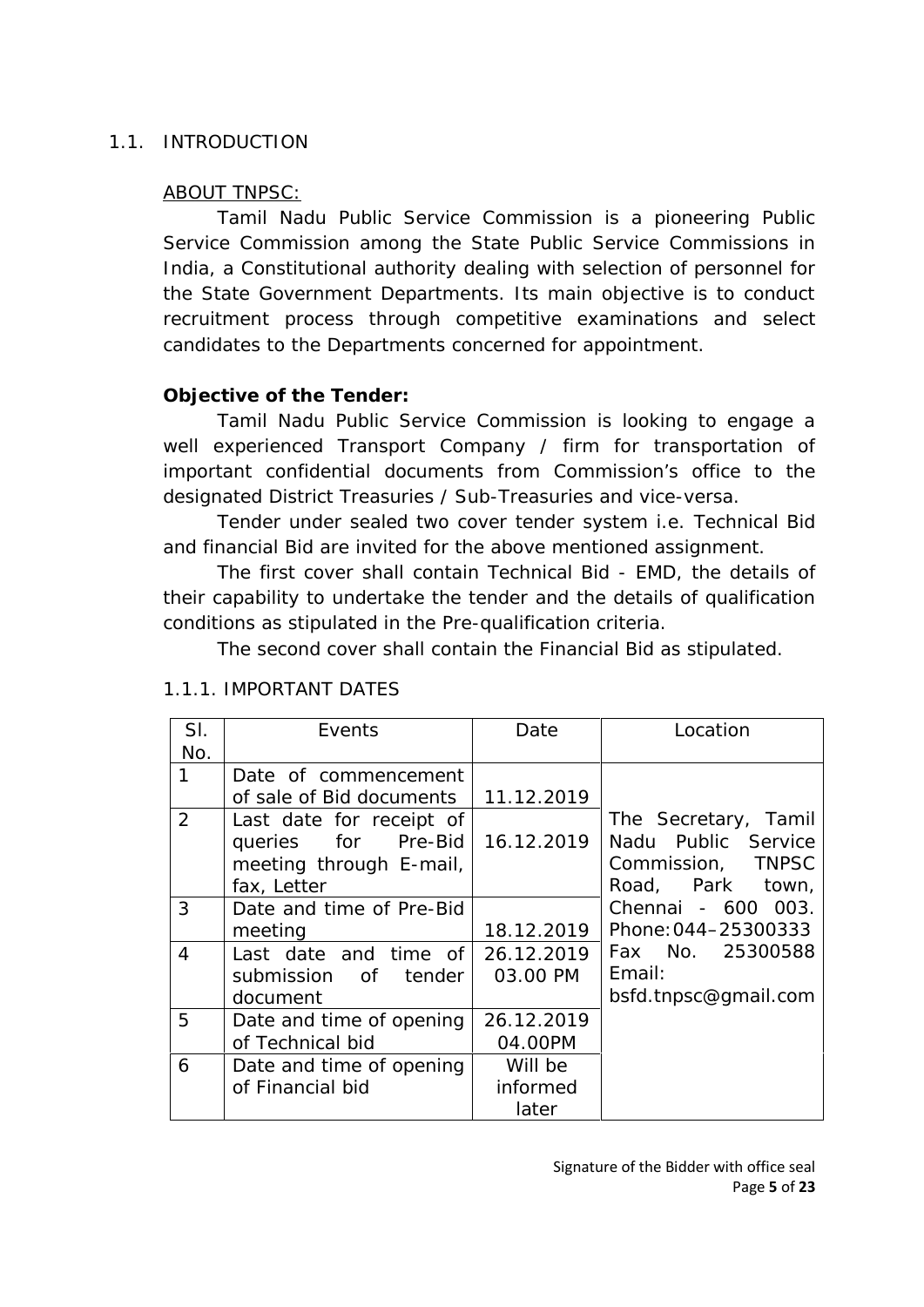## 1.1. INTRODUCTION

ABOUT TNPSC:

Tamil Nadu Public Service Commission is a pioneering Public Service Commission among the State Public Service Commissions in India, a Constitutional authority dealing with selection of personnel for the State Government Departments. Its main objective is to conduct recruitment process through competitive examinations and select candidates to the Departments concerned for appointment.

**Objective of the Tender:**

Tamil Nadu Public Service Commission is looking to engage a well experienced Transport Company / firm for transportation of important confidential documents from Commission's office to the designated District Treasuries / Sub-Treasuries and vice-versa.

Tender under sealed two cover tender system i.e. Technical Bid and financial Bid are invited for the above mentioned assignment.

The first cover shall contain Technical Bid - EMD, the details of their capability to undertake the tender and the details of qualification conditions as stipulated in the Pre-qualification criteria.

The second cover shall contain the Financial Bid as stipulated.

### 1.1.1. IMPORTANT DATES

| Sl. No. | Events | Date | Location |
|---|---|---|---|
| 1 | Date of commencement of sale of Bid documents | 11.12.2019 | The Secretary, Tamil Nadu Public Service Commission, TNPSC Road, Park town, Chennai - 600 003. Phone: 044–25300333 Fax No. 25300588 Email: bsfd.tnpsc@gmail.com |
| 2 | Last date for receipt of queries for Pre-Bid meeting through E-mail, fax, Letter | 16.12.2019 | |
| 3 | Date and time of Pre-Bid meeting | 18.12.2019 | |
| 4 | Last date and time of submission of tender document | 26.12.2019 03.00 PM | |
| 5 | Date and time of opening of Technical bid | 26.12.2019 04.00PM | |
| 6 | Date and time of opening of Financial bid | Will be informed later | |

Signature of the Bidder with office seal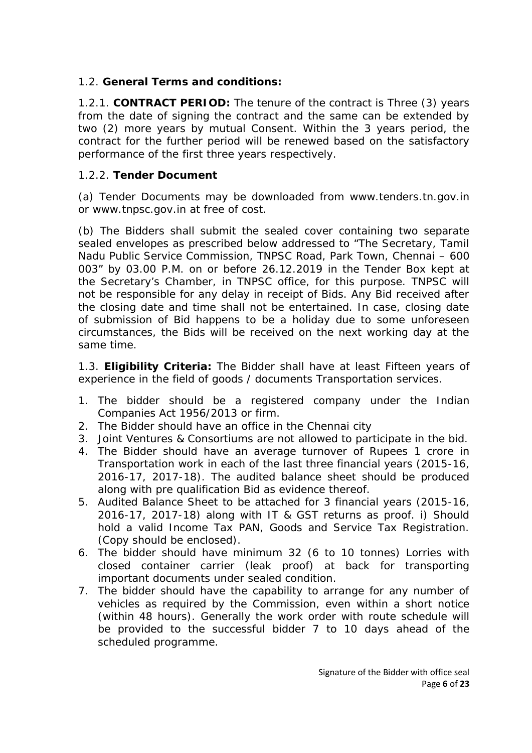1.2. **General Terms and conditions:**

1.2.1. **CONTRACT PERIOD:** The tenure of the contract is Three (3) years from the date of signing the contract and the same can be extended by two (2) more years by mutual Consent. Within the 3 years period, the contract for the further period will be renewed based on the satisfactory performance of the first three years respectively.

1.2.2. **Tender Document**

(a) Tender Documents may be downloaded from www.tenders.tn.gov.in or www.tnpsc.gov.in at free of cost.

(b) The Bidders shall submit the sealed cover containing two separate sealed envelopes as prescribed below addressed to "The Secretary, Tamil Nadu Public Service Commission, TNPSC Road, Park Town, Chennai – 600 003" by 03.00 P.M. on or before 26.12.2019 in the Tender Box kept at the Secretary's Chamber, in TNPSC office, for this purpose. TNPSC will not be responsible for any delay in receipt of Bids. Any Bid received after the closing date and time shall not be entertained. In case, closing date of submission of Bid happens to be a holiday due to some unforeseen circumstances, the Bids will be received on the next working day at the same time.

1.3. **Eligibility Criteria:** The Bidder shall have at least Fifteen years of experience in the field of goods / documents Transportation services.

1. The bidder should be a registered company under the Indian Companies Act 1956/2013 or firm.
2. The Bidder should have an office in the Chennai city
3. Joint Ventures & Consortiums are not allowed to participate in the bid.
4. The Bidder should have an average turnover of Rupees 1 crore in Transportation work in each of the last three financial years (2015-16, 2016-17, 2017-18). The audited balance sheet should be produced along with pre qualification Bid as evidence thereof.
5. Audited Balance Sheet to be attached for 3 financial years (2015-16, 2016-17, 2017-18) along with IT & GST returns as proof. i) Should hold a valid Income Tax PAN, Goods and Service Tax Registration. (Copy should be enclosed).
6. The bidder should have minimum 32 (6 to 10 tonnes) Lorries with closed container carrier (leak proof) at back for transporting important documents under sealed condition.
7. The bidder should have the capability to arrange for any number of vehicles as required by the Commission, even within a short notice (within 48 hours). Generally the work order with route schedule will be provided to the successful bidder 7 to 10 days ahead of the scheduled programme.

Signature of the Bidder with office seal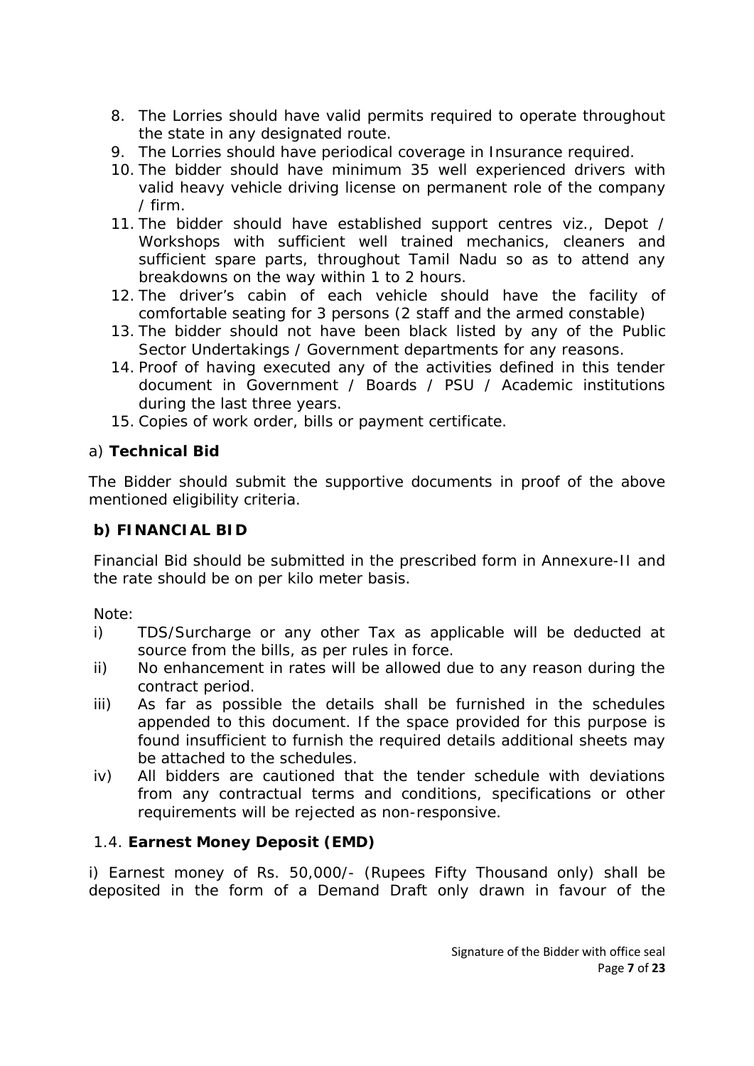8. The Lorries should have valid permits required to operate throughout the state in any designated route.
9. The Lorries should have periodical coverage in Insurance required.
10. The bidder should have minimum 35 well experienced drivers with valid heavy vehicle driving license on permanent role of the company / firm.
11. The bidder should have established support centres viz., Depot / Workshops with sufficient well trained mechanics, cleaners and sufficient spare parts, throughout Tamil Nadu so as to attend any breakdowns on the way within 1 to 2 hours.
12. The driver's cabin of each vehicle should have the facility of comfortable seating for 3 persons (2 staff and the armed constable)
13. The bidder should not have been black listed by any of the Public Sector Undertakings / Government departments for any reasons.
14. Proof of having executed any of the activities defined in this tender document in Government / Boards / PSU / Academic institutions during the last three years.
15. Copies of work order, bills or payment certificate.

a) **Technical Bid**

The Bidder should submit the supportive documents in proof of the above mentioned eligibility criteria.

**b) FINANCIAL BID**

Financial Bid should be submitted in the prescribed form in Annexure-II and the rate should be on per kilo meter basis.

Note:

i) TDS/Surcharge or any other Tax as applicable will be deducted at source from the bills, as per rules in force.

ii) No enhancement in rates will be allowed due to any reason during the contract period.

iii) As far as possible the details shall be furnished in the schedules appended to this document. If the space provided for this purpose is found insufficient to furnish the required details additional sheets may be attached to the schedules.

iv) All bidders are cautioned that the tender schedule with deviations from any contractual terms and conditions, specifications or other requirements will be rejected as non-responsive.

1.4. **Earnest Money Deposit (EMD)**

i) Earnest money of Rs. 50,000/- (Rupees Fifty Thousand only) shall be deposited in the form of a Demand Draft only drawn in favour of the

Signature of the Bidder with office seal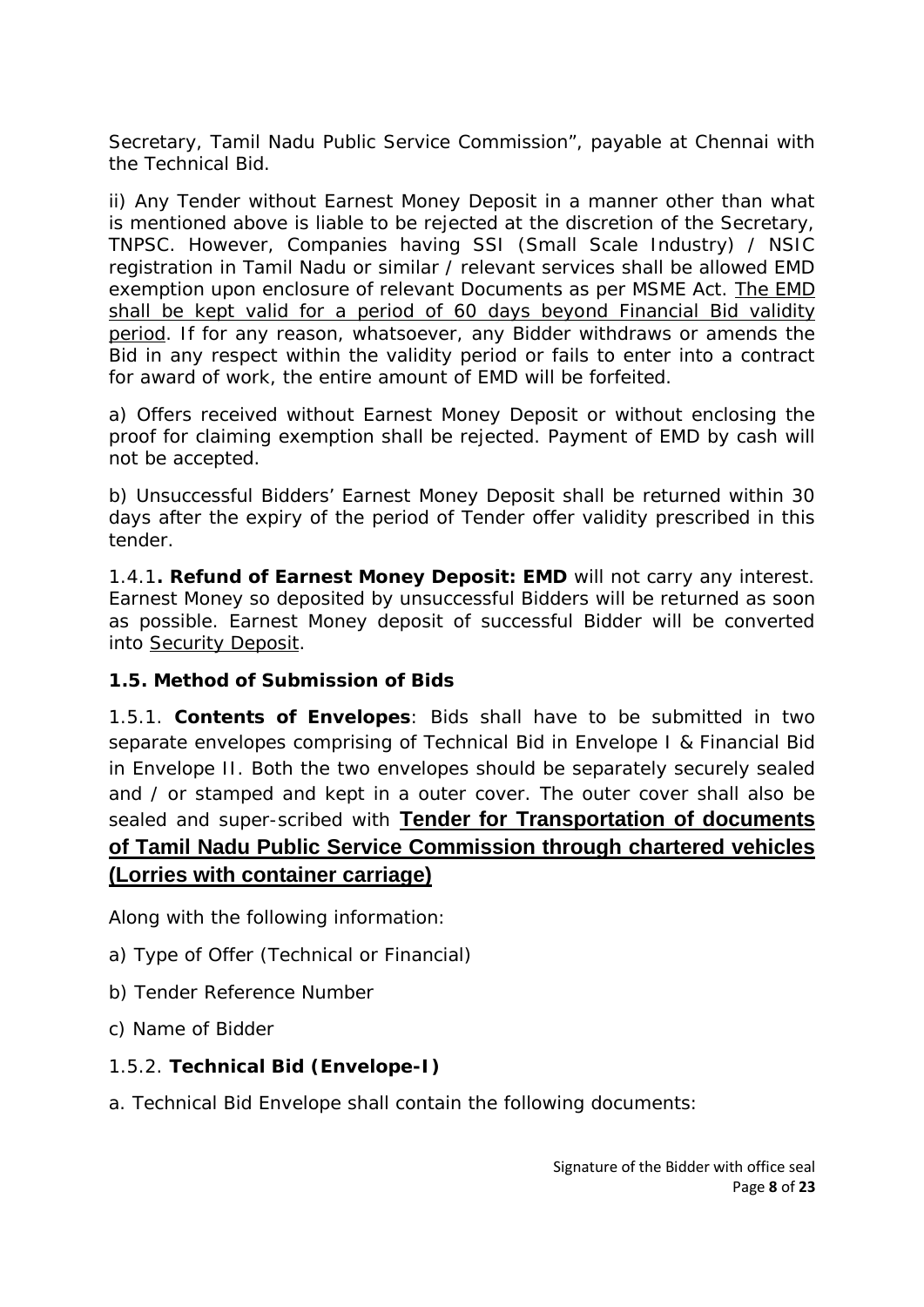Secretary, Tamil Nadu Public Service Commission", payable at Chennai with the Technical Bid.

ii) Any Tender without Earnest Money Deposit in a manner other than what is mentioned above is liable to be rejected at the discretion of the Secretary, TNPSC. However, Companies having SSI (Small Scale Industry) / NSIC registration in Tamil Nadu or similar / relevant services shall be allowed EMD exemption upon enclosure of relevant Documents as per MSME Act. <u>The EMD shall be kept valid for a period of 60 days beyond Financial Bid validity period</u>. If for any reason, whatsoever, any Bidder withdraws or amends the Bid in any respect within the validity period or fails to enter into a contract for award of work, the entire amount of EMD will be forfeited.

a) Offers received without Earnest Money Deposit or without enclosing the proof for claiming exemption shall be rejected. Payment of EMD by cash will not be accepted.

b) Unsuccessful Bidders' Earnest Money Deposit shall be returned within 30 days after the expiry of the period of Tender offer validity prescribed in this tender.

1.4.1**. Refund of Earnest Money Deposit: EMD** will not carry any interest. Earnest Money so deposited by unsuccessful Bidders will be returned as soon as possible. Earnest Money deposit of successful Bidder will be converted into <u>Security Deposit</u>.

**1.5. Method of Submission of Bids**

1.5.1. **Contents of Envelopes**: Bids shall have to be submitted in two separate envelopes comprising of Technical Bid in Envelope I & Financial Bid in Envelope II. Both the two envelopes should be separately securely sealed and / or stamped and kept in a outer cover. The outer cover shall also be sealed and super-scribed with **<u>Tender for Transportation of documents of Tamil Nadu Public Service Commission through chartered vehicles (Lorries with container carriage)</u>**

Along with the following information:

a) Type of Offer (Technical or Financial)

b) Tender Reference Number

c) Name of Bidder

1.5.2. **Technical Bid (Envelope-I)**

a. Technical Bid Envelope shall contain the following documents:

Signature of the Bidder with office seal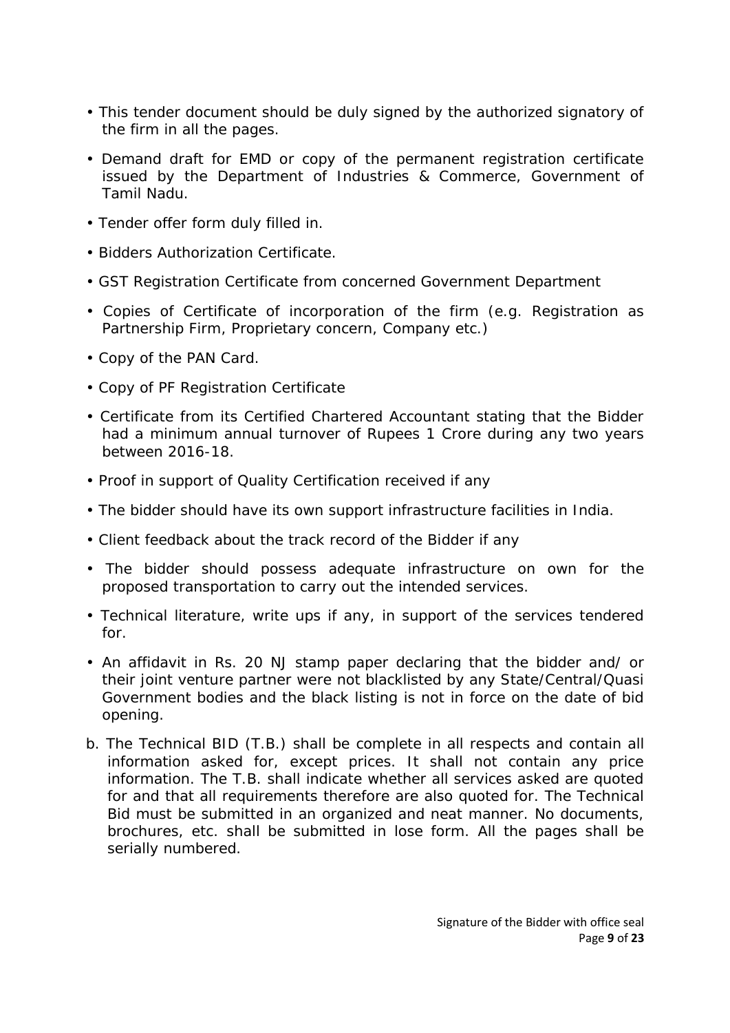- This tender document should be duly signed by the authorized signatory of the firm in all the pages.
- Demand draft for EMD or copy of the permanent registration certificate issued by the Department of Industries & Commerce, Government of Tamil Nadu.
- Tender offer form duly filled in.
- Bidders Authorization Certificate.
- GST Registration Certificate from concerned Government Department
- Copies of Certificate of incorporation of the firm (e.g. Registration as Partnership Firm, Proprietary concern, Company etc.)
- Copy of the PAN Card.
- Copy of PF Registration Certificate
- Certificate from its Certified Chartered Accountant stating that the Bidder had a minimum annual turnover of Rupees 1 Crore during any two years between 2016-18.
- Proof in support of Quality Certification received if any
- The bidder should have its own support infrastructure facilities in India.
- Client feedback about the track record of the Bidder if any
- The bidder should possess adequate infrastructure on own for the proposed transportation to carry out the intended services.
- Technical literature, write ups if any, in support of the services tendered for.
- An affidavit in Rs. 20 NJ stamp paper declaring that the bidder and/ or their joint venture partner were not blacklisted by any State/Central/Quasi Government bodies and the black listing is not in force on the date of bid opening.

b. The Technical BID (T.B.) shall be complete in all respects and contain all information asked for, except prices. It shall not contain any price information. The T.B. shall indicate whether all services asked are quoted for and that all requirements therefore are also quoted for. The Technical Bid must be submitted in an organized and neat manner. No documents, brochures, etc. shall be submitted in lose form. All the pages shall be serially numbered.

Signature of the Bidder with office seal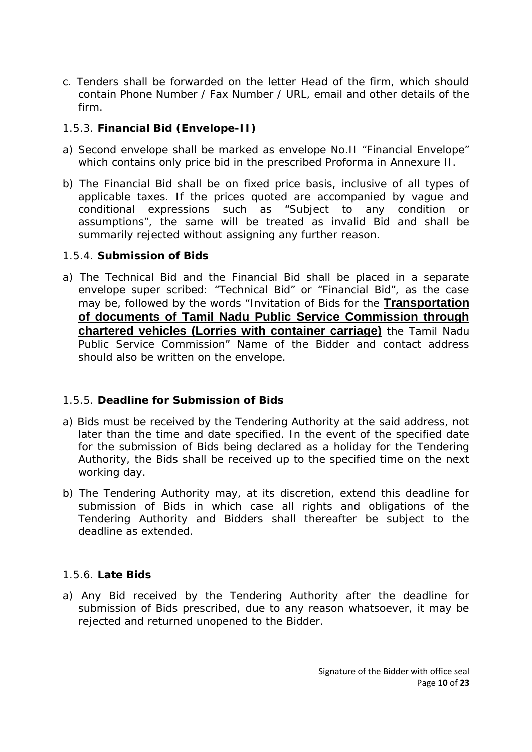c. Tenders shall be forwarded on the letter Head of the firm, which should contain Phone Number / Fax Number / URL, email and other details of the firm.

### 1.5.3. **Financial Bid (Envelope-II)**

a) Second envelope shall be marked as envelope No.II "Financial Envelope" which contains only price bid in the prescribed Proforma in Annexure II.

b) The Financial Bid shall be on fixed price basis, inclusive of all types of applicable taxes. If the prices quoted are accompanied by vague and conditional expressions such as "Subject to any condition or assumptions", the same will be treated as invalid Bid and shall be summarily rejected without assigning any further reason.

### 1.5.4. **Submission of Bids**

a) The Technical Bid and the Financial Bid shall be placed in a separate envelope super scribed: "Technical Bid" or "Financial Bid", as the case may be, followed by the words "Invitation of Bids for the **Transportation of documents of Tamil Nadu Public Service Commission through chartered vehicles (Lorries with container carriage)** the Tamil Nadu Public Service Commission" Name of the Bidder and contact address should also be written on the envelope.

### 1.5.5. **Deadline for Submission of Bids**

a) Bids must be received by the Tendering Authority at the said address, not later than the time and date specified. In the event of the specified date for the submission of Bids being declared as a holiday for the Tendering Authority, the Bids shall be received up to the specified time on the next working day.

b) The Tendering Authority may, at its discretion, extend this deadline for submission of Bids in which case all rights and obligations of the Tendering Authority and Bidders shall thereafter be subject to the deadline as extended.

### 1.5.6. **Late Bids**

a) Any Bid received by the Tendering Authority after the deadline for submission of Bids prescribed, due to any reason whatsoever, it may be rejected and returned unopened to the Bidder.

Signature of the Bidder with office seal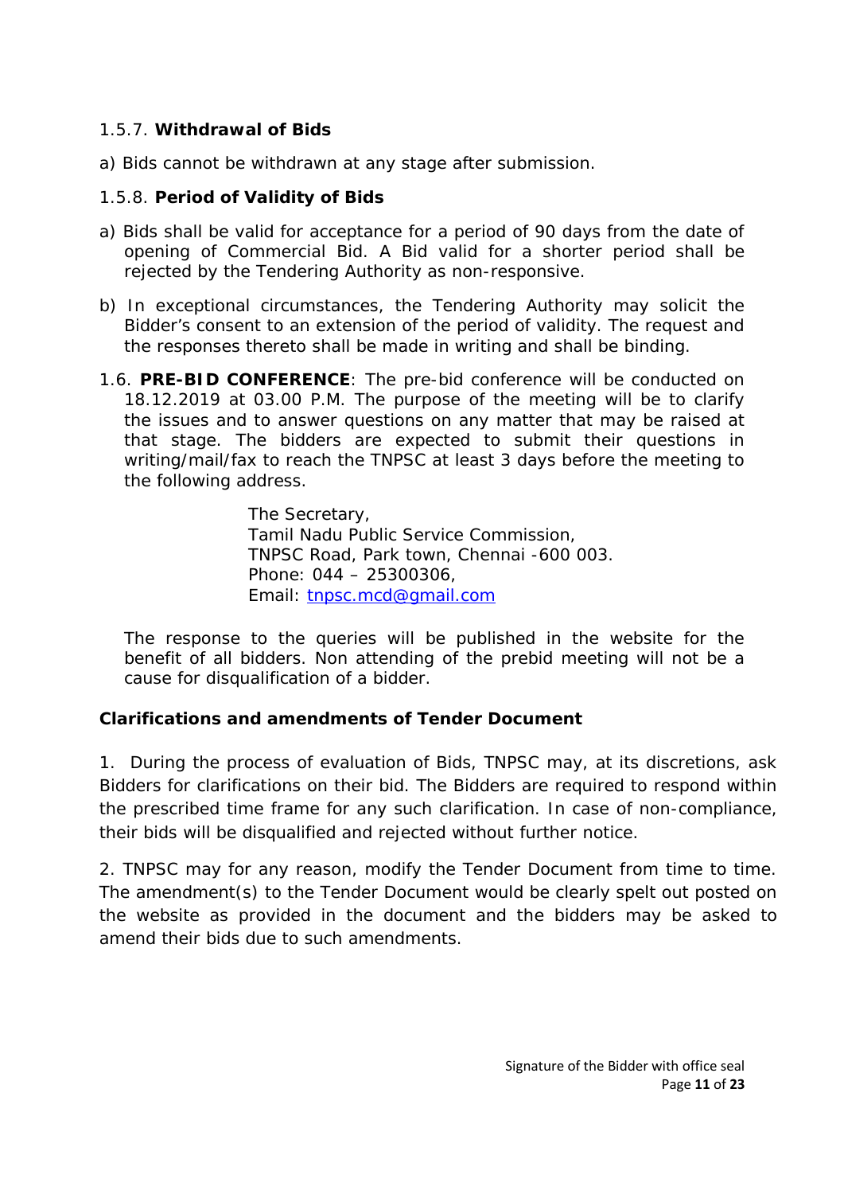1.5.7. **Withdrawal of Bids**

a) Bids cannot be withdrawn at any stage after submission.

1.5.8. **Period of Validity of Bids**

a) Bids shall be valid for acceptance for a period of 90 days from the date of opening of Commercial Bid. A Bid valid for a shorter period shall be rejected by the Tendering Authority as non-responsive.

b) In exceptional circumstances, the Tendering Authority may solicit the Bidder's consent to an extension of the period of validity. The request and the responses thereto shall be made in writing and shall be binding.

1.6. **PRE-BID CONFERENCE**: The pre-bid conference will be conducted on 18.12.2019 at 03.00 P.M. The purpose of the meeting will be to clarify the issues and to answer questions on any matter that may be raised at that stage. The bidders are expected to submit their questions in writing/mail/fax to reach the TNPSC at least 3 days before the meeting to the following address.

> The Secretary,
> Tamil Nadu Public Service Commission,
> TNPSC Road, Park town, Chennai -600 003.
> Phone: 044 – 25300306,
> Email: tnpsc.mcd@gmail.com

The response to the queries will be published in the website for the benefit of all bidders. Non attending of the prebid meeting will not be a cause for disqualification of a bidder.

**Clarifications and amendments of Tender Document**

1. During the process of evaluation of Bids, TNPSC may, at its discretions, ask Bidders for clarifications on their bid. The Bidders are required to respond within the prescribed time frame for any such clarification. In case of non-compliance, their bids will be disqualified and rejected without further notice.

2. TNPSC may for any reason, modify the Tender Document from time to time. The amendment(s) to the Tender Document would be clearly spelt out posted on the website as provided in the document and the bidders may be asked to amend their bids due to such amendments.

Signature of the Bidder with office seal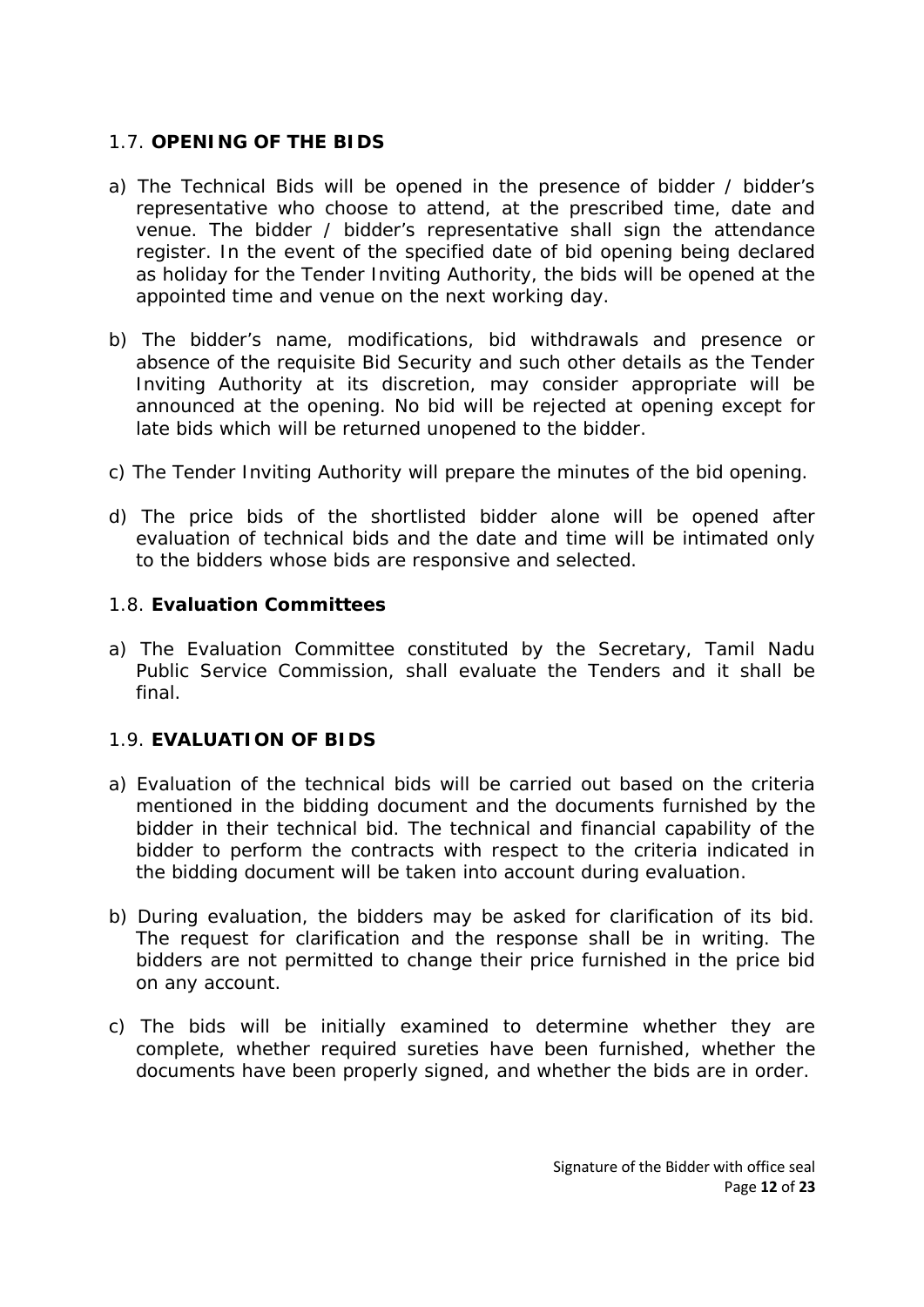### 1.7. **OPENING OF THE BIDS**

a) The Technical Bids will be opened in the presence of bidder / bidder's representative who choose to attend, at the prescribed time, date and venue. The bidder / bidder's representative shall sign the attendance register. In the event of the specified date of bid opening being declared as holiday for the Tender Inviting Authority, the bids will be opened at the appointed time and venue on the next working day.

b) The bidder's name, modifications, bid withdrawals and presence or absence of the requisite Bid Security and such other details as the Tender Inviting Authority at its discretion, may consider appropriate will be announced at the opening. No bid will be rejected at opening except for late bids which will be returned unopened to the bidder.

c) The Tender Inviting Authority will prepare the minutes of the bid opening.

d) The price bids of the shortlisted bidder alone will be opened after evaluation of technical bids and the date and time will be intimated only to the bidders whose bids are responsive and selected.

### 1.8. **Evaluation Committees**

a) The Evaluation Committee constituted by the Secretary, Tamil Nadu Public Service Commission, shall evaluate the Tenders and it shall be final.

### 1.9. **EVALUATION OF BIDS**

a) Evaluation of the technical bids will be carried out based on the criteria mentioned in the bidding document and the documents furnished by the bidder in their technical bid. The technical and financial capability of the bidder to perform the contracts with respect to the criteria indicated in the bidding document will be taken into account during evaluation.

b) During evaluation, the bidders may be asked for clarification of its bid. The request for clarification and the response shall be in writing. The bidders are not permitted to change their price furnished in the price bid on any account.

c) The bids will be initially examined to determine whether they are complete, whether required sureties have been furnished, whether the documents have been properly signed, and whether the bids are in order.

Signature of the Bidder with office seal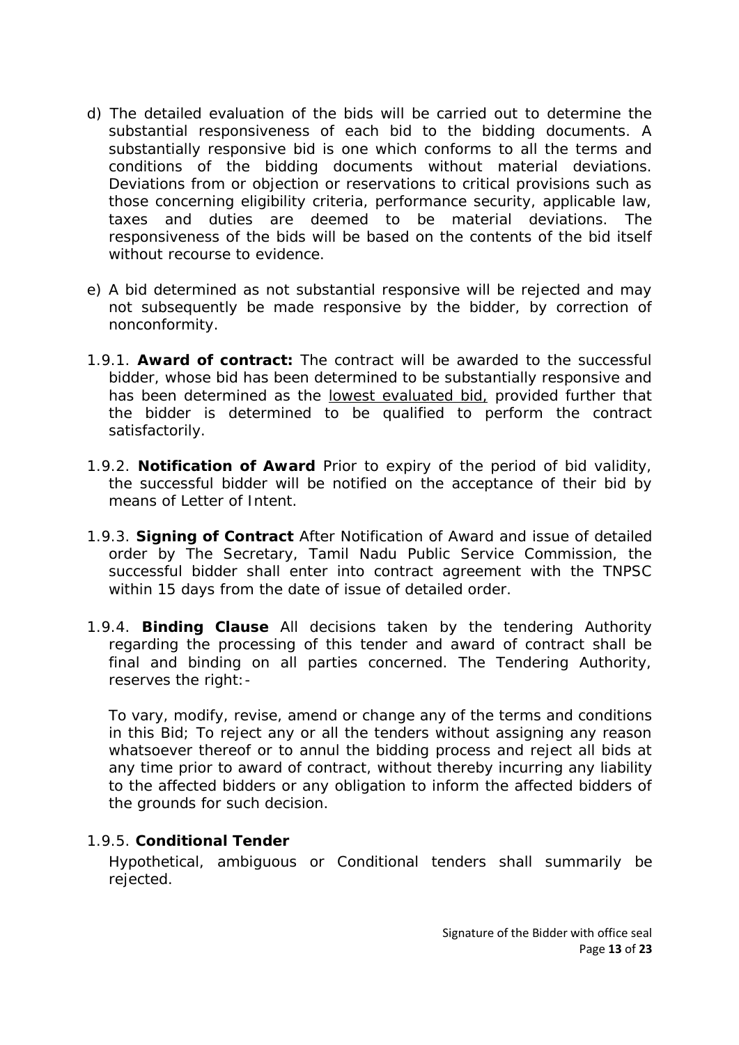d) The detailed evaluation of the bids will be carried out to determine the substantial responsiveness of each bid to the bidding documents. A substantially responsive bid is one which conforms to all the terms and conditions of the bidding documents without material deviations. Deviations from or objection or reservations to critical provisions such as those concerning eligibility criteria, performance security, applicable law, taxes and duties are deemed to be material deviations. The responsiveness of the bids will be based on the contents of the bid itself without recourse to evidence.

e) A bid determined as not substantial responsive will be rejected and may not subsequently be made responsive by the bidder, by correction of nonconformity.

1.9.1. **Award of contract:** The contract will be awarded to the successful bidder, whose bid has been determined to be substantially responsive and has been determined as the <u>lowest evaluated bid,</u> provided further that the bidder is determined to be qualified to perform the contract satisfactorily.

1.9.2. **Notification of Award** Prior to expiry of the period of bid validity, the successful bidder will be notified on the acceptance of their bid by means of Letter of Intent.

1.9.3. **Signing of Contract** After Notification of Award and issue of detailed order by The Secretary, Tamil Nadu Public Service Commission, the successful bidder shall enter into contract agreement with the TNPSC within 15 days from the date of issue of detailed order.

1.9.4. **Binding Clause** All decisions taken by the tendering Authority regarding the processing of this tender and award of contract shall be final and binding on all parties concerned. The Tendering Authority, reserves the right:-

To vary, modify, revise, amend or change any of the terms and conditions in this Bid; To reject any or all the tenders without assigning any reason whatsoever thereof or to annul the bidding process and reject all bids at any time prior to award of contract, without thereby incurring any liability to the affected bidders or any obligation to inform the affected bidders of the grounds for such decision.

1.9.5. **Conditional Tender**

Hypothetical, ambiguous or Conditional tenders shall summarily be rejected.

Signature of the Bidder with office seal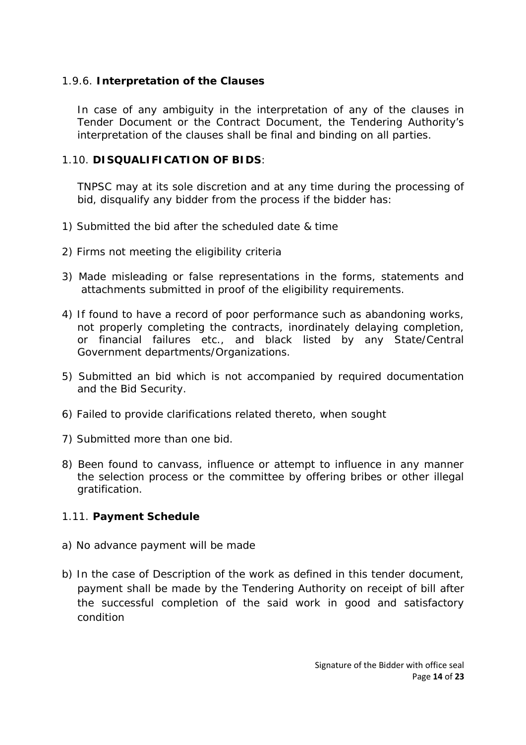1.9.6. **Interpretation of the Clauses**

In case of any ambiguity in the interpretation of any of the clauses in Tender Document or the Contract Document, the Tendering Authority's interpretation of the clauses shall be final and binding on all parties.

1.10. **DISQUALIFICATION OF BIDS**:

TNPSC may at its sole discretion and at any time during the processing of bid, disqualify any bidder from the process if the bidder has:

1) Submitted the bid after the scheduled date & time

2) Firms not meeting the eligibility criteria

3) Made misleading or false representations in the forms, statements and attachments submitted in proof of the eligibility requirements.

4) If found to have a record of poor performance such as abandoning works, not properly completing the contracts, inordinately delaying completion, or financial failures etc., and black listed by any State/Central Government departments/Organizations.

5) Submitted an bid which is not accompanied by required documentation and the Bid Security.

6) Failed to provide clarifications related thereto, when sought

7) Submitted more than one bid.

8) Been found to canvass, influence or attempt to influence in any manner the selection process or the committee by offering bribes or other illegal gratification.

1.11. **Payment Schedule**

a) No advance payment will be made

b) In the case of Description of the work as defined in this tender document, payment shall be made by the Tendering Authority on receipt of bill after the successful completion of the said work in good and satisfactory condition

Signature of the Bidder with office seal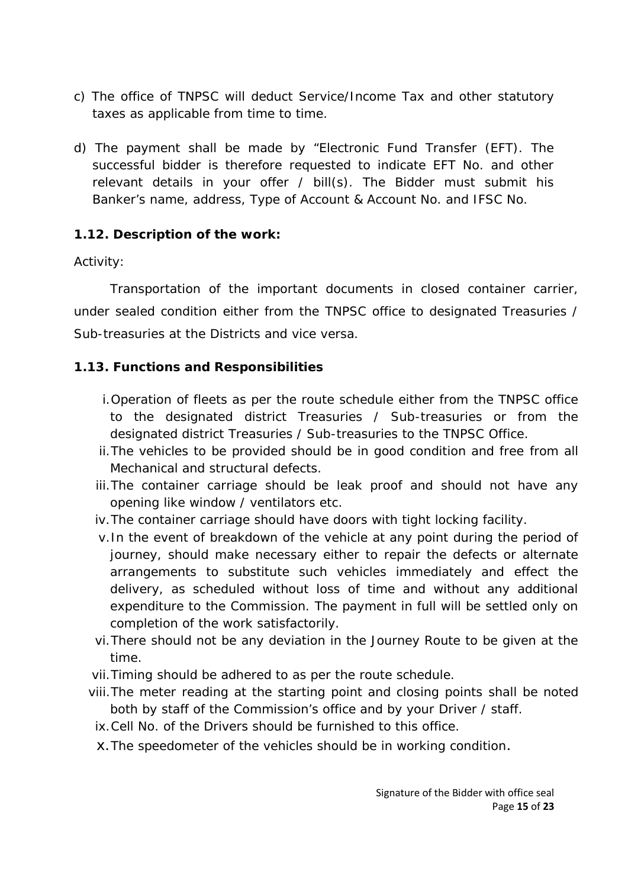c) The office of TNPSC will deduct Service/Income Tax and other statutory taxes as applicable from time to time.

d) The payment shall be made by "Electronic Fund Transfer (EFT). The successful bidder is therefore requested to indicate EFT No. and other relevant details in your offer / bill(s). The Bidder must submit his Banker's name, address, Type of Account & Account No. and IFSC No.

**1.12. Description of the work:**

Activity:

Transportation of the important documents in closed container carrier, under sealed condition either from the TNPSC office to designated Treasuries / Sub-treasuries at the Districts and vice versa.

**1.13. Functions and Responsibilities**

i. Operation of fleets as per the route schedule either from the TNPSC office to the designated district Treasuries / Sub-treasuries or from the designated district Treasuries / Sub-treasuries to the TNPSC Office.
ii. The vehicles to be provided should be in good condition and free from all Mechanical and structural defects.
iii. The container carriage should be leak proof and should not have any opening like window / ventilators etc.
iv. The container carriage should have doors with tight locking facility.
v. In the event of breakdown of the vehicle at any point during the period of journey, should make necessary either to repair the defects or alternate arrangements to substitute such vehicles immediately and effect the delivery, as scheduled without loss of time and without any additional expenditure to the Commission. The payment in full will be settled only on completion of the work satisfactorily.
vi. There should not be any deviation in the Journey Route to be given at the time.
vii. Timing should be adhered to as per the route schedule.
viii. The meter reading at the starting point and closing points shall be noted both by staff of the Commission's office and by your Driver / staff.
ix. Cell No. of the Drivers should be furnished to this office.
x. The speedometer of the vehicles should be in working condition.

Signature of the Bidder with office seal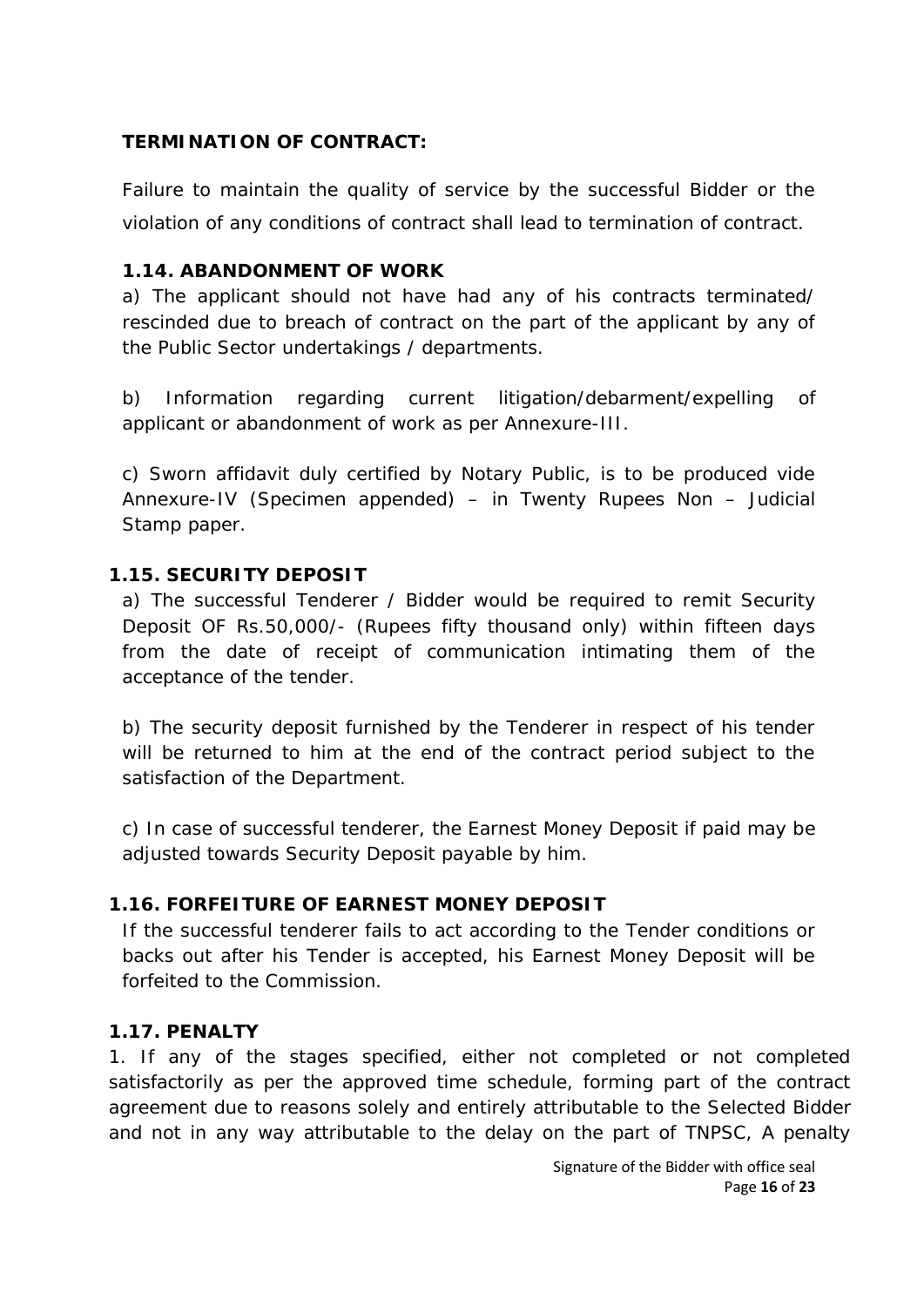**TERMINATION OF CONTRACT:**

Failure to maintain the quality of service by the successful Bidder or the violation of any conditions of contract shall lead to termination of contract.

**1.14. ABANDONMENT OF WORK**

a) The applicant should not have had any of his contracts terminated/ rescinded due to breach of contract on the part of the applicant by any of the Public Sector undertakings / departments.

b) Information regarding current litigation/debarment/expelling of applicant or abandonment of work as per Annexure-III.

c) Sworn affidavit duly certified by Notary Public, is to be produced vide Annexure-IV (Specimen appended) – in Twenty Rupees Non – Judicial Stamp paper.

**1.15. SECURITY DEPOSIT**

a) The successful Tenderer / Bidder would be required to remit Security Deposit OF Rs.50,000/- (Rupees fifty thousand only) within fifteen days from the date of receipt of communication intimating them of the acceptance of the tender.

b) The security deposit furnished by the Tenderer in respect of his tender will be returned to him at the end of the contract period subject to the satisfaction of the Department.

c) In case of successful tenderer, the Earnest Money Deposit if paid may be adjusted towards Security Deposit payable by him.

**1.16. FORFEITURE OF EARNEST MONEY DEPOSIT**

If the successful tenderer fails to act according to the Tender conditions or backs out after his Tender is accepted, his Earnest Money Deposit will be forfeited to the Commission.

**1.17. PENALTY**

1. If any of the stages specified, either not completed or not completed satisfactorily as per the approved time schedule, forming part of the contract agreement due to reasons solely and entirely attributable to the Selected Bidder and not in any way attributable to the delay on the part of TNPSC, A penalty

Signature of the Bidder with office seal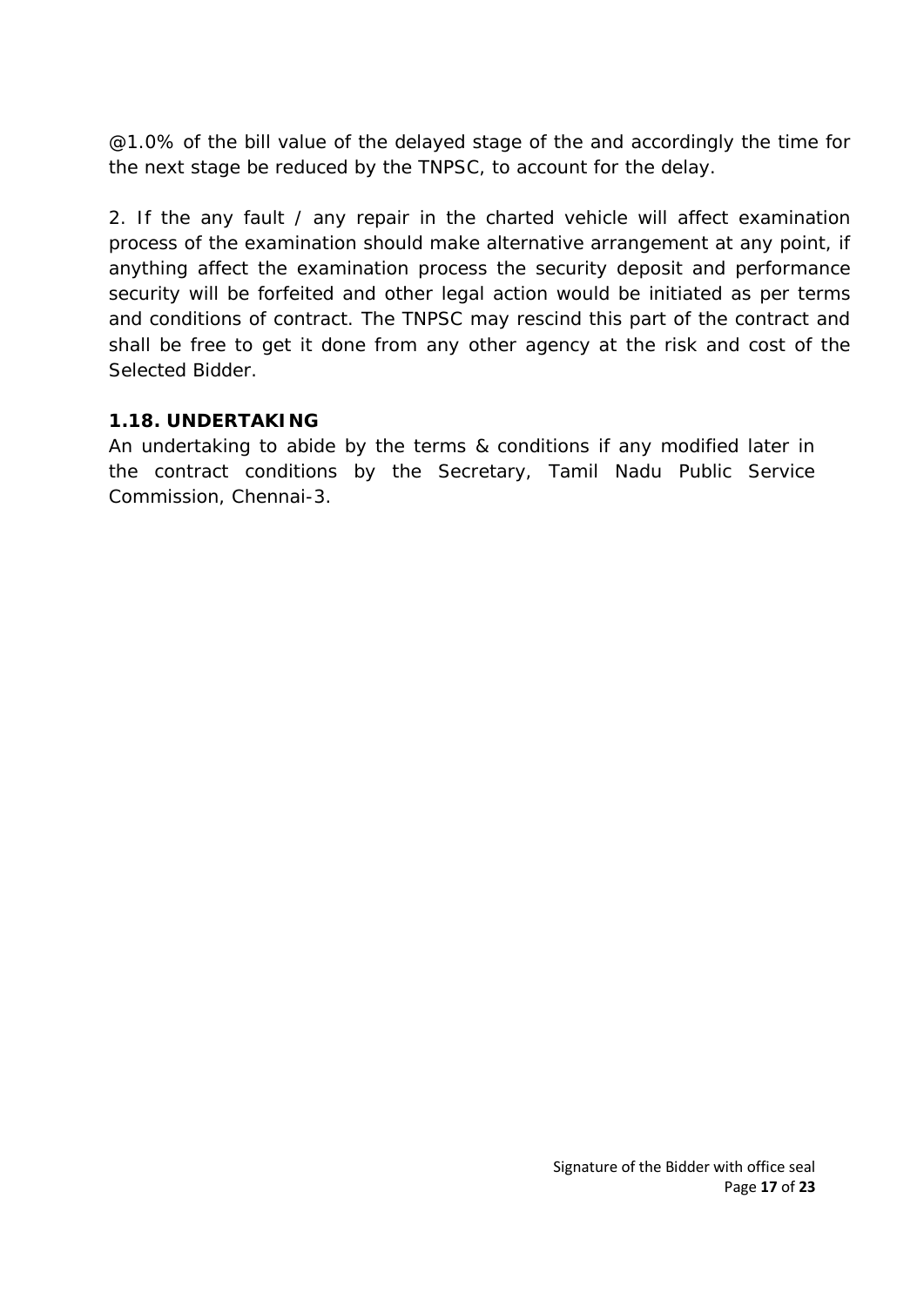@1.0% of the bill value of the delayed stage of the and accordingly the time for the next stage be reduced by the TNPSC, to account for the delay.

2. If the any fault / any repair in the charted vehicle will affect examination process of the examination should make alternative arrangement at any point, if anything affect the examination process the security deposit and performance security will be forfeited and other legal action would be initiated as per terms and conditions of contract. The TNPSC may rescind this part of the contract and shall be free to get it done from any other agency at the risk and cost of the Selected Bidder.

**1.18. UNDERTAKING**

An undertaking to abide by the terms & conditions if any modified later in the contract conditions by the Secretary, Tamil Nadu Public Service Commission, Chennai-3.

Signature of the Bidder with office seal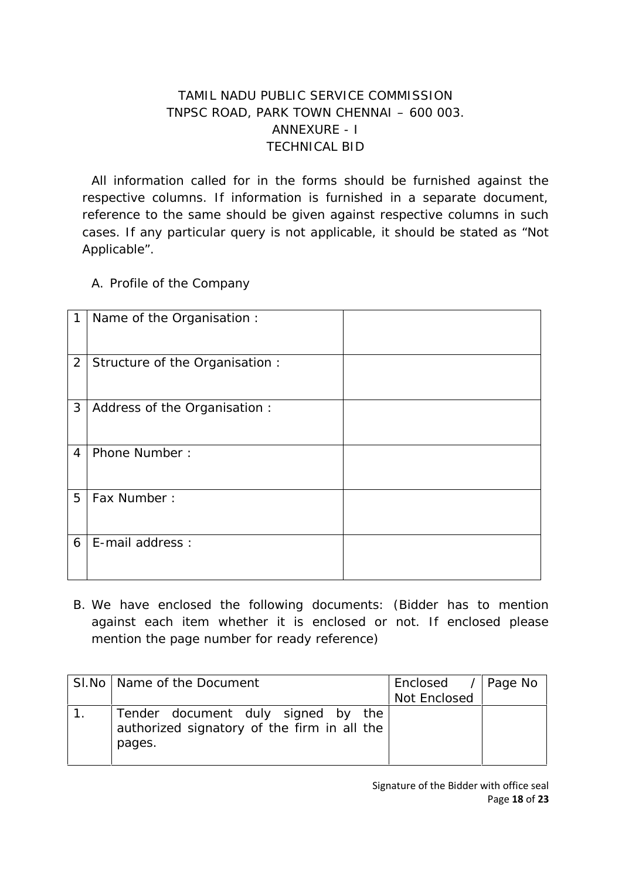TAMIL NADU PUBLIC SERVICE COMMISSION
TNPSC ROAD, PARK TOWN CHENNAI – 600 003.
ANNEXURE - I
TECHNICAL BID

All information called for in the forms should be furnished against the respective columns. If information is furnished in a separate document, reference to the same should be given against respective columns in such cases. If any particular query is not applicable, it should be stated as “Not Applicable”.

A. Profile of the Company

| | | |
|---|---|---|
| 1 | Name of the Organisation : | |
| 2 | Structure of the Organisation : | |
| 3 | Address of the Organisation : | |
| 4 | Phone Number : | |
| 5 | Fax Number : | |
| 6 | E-mail address : | |

B. We have enclosed the following documents: (Bidder has to mention against each item whether it is enclosed or not. If enclosed please mention the page number for ready reference)

| Sl.No | Name of the Document | Enclosed / Not Enclosed | Page No |
|---|---|---|---|
| 1. | Tender document duly signed by the authorized signatory of the firm in all the pages. | | |

Signature of the Bidder with office seal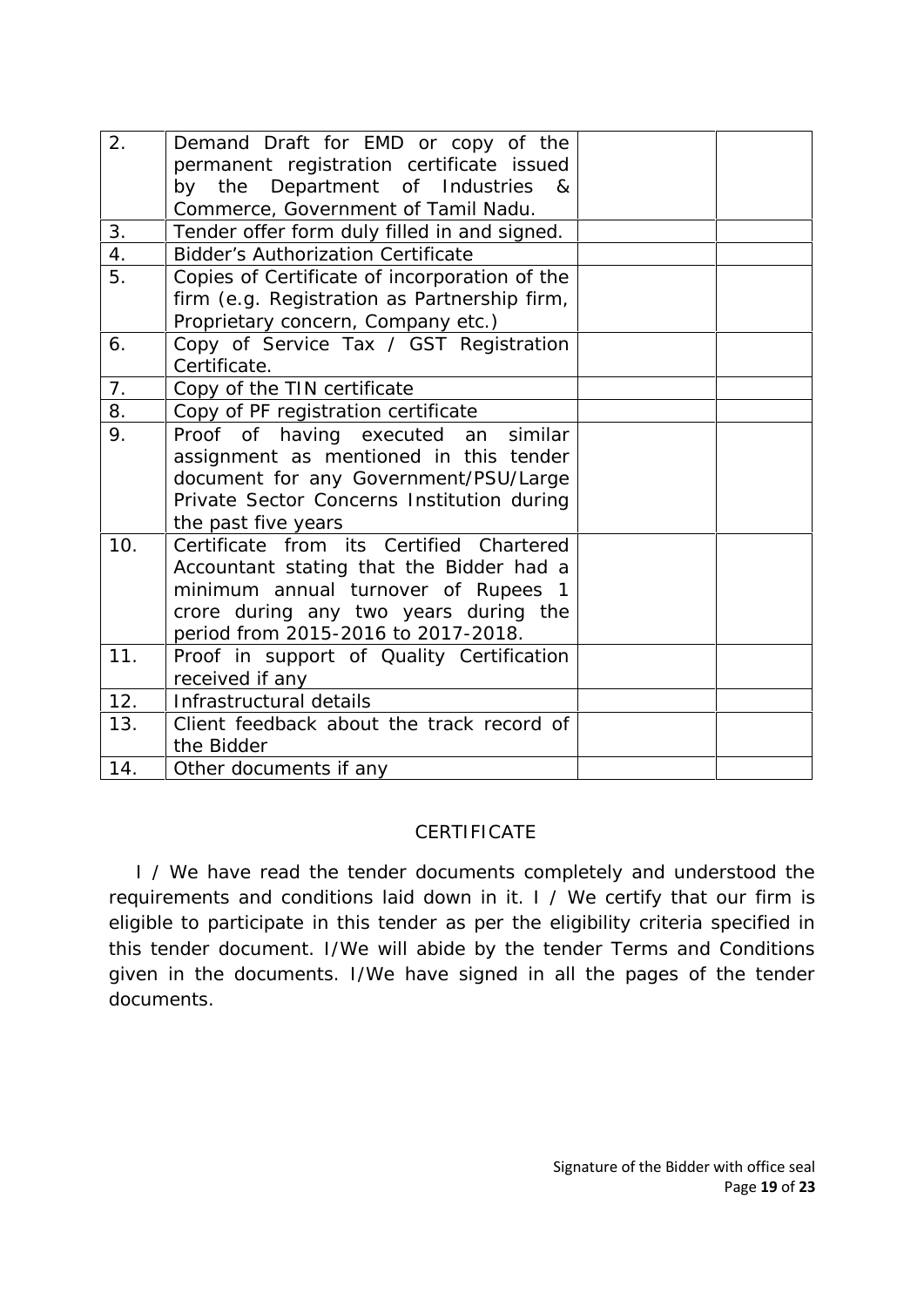| | | | |
|---|---|---|---|
| 2. | Demand Draft for EMD or copy of the permanent registration certificate issued by the Department of Industries & Commerce, Government of Tamil Nadu. | | |
| 3. | Tender offer form duly filled in and signed. | | |
| 4. | Bidder's Authorization Certificate | | |
| 5. | Copies of Certificate of incorporation of the firm (e.g. Registration as Partnership firm, Proprietary concern, Company etc.) | | |
| 6. | Copy of Service Tax / GST Registration Certificate. | | |
| 7. | Copy of the TIN certificate | | |
| 8. | Copy of PF registration certificate | | |
| 9. | Proof of having executed an similar assignment as mentioned in this tender document for any Government/PSU/Large Private Sector Concerns Institution during the past five years | | |
| 10. | Certificate from its Certified Chartered Accountant stating that the Bidder had a minimum annual turnover of Rupees 1 crore during any two years during the period from 2015-2016 to 2017-2018. | | |
| 11. | Proof in support of Quality Certification received if any | | |
| 12. | Infrastructural details | | |
| 13. | Client feedback about the track record of the Bidder | | |
| 14. | Other documents if any | | |

## CERTIFICATE

I / We have read the tender documents completely and understood the requirements and conditions laid down in it. I / We certify that our firm is eligible to participate in this tender as per the eligibility criteria specified in this tender document. I/We will abide by the tender Terms and Conditions given in the documents. I/We have signed in all the pages of the tender documents.

Signature of the Bidder with office seal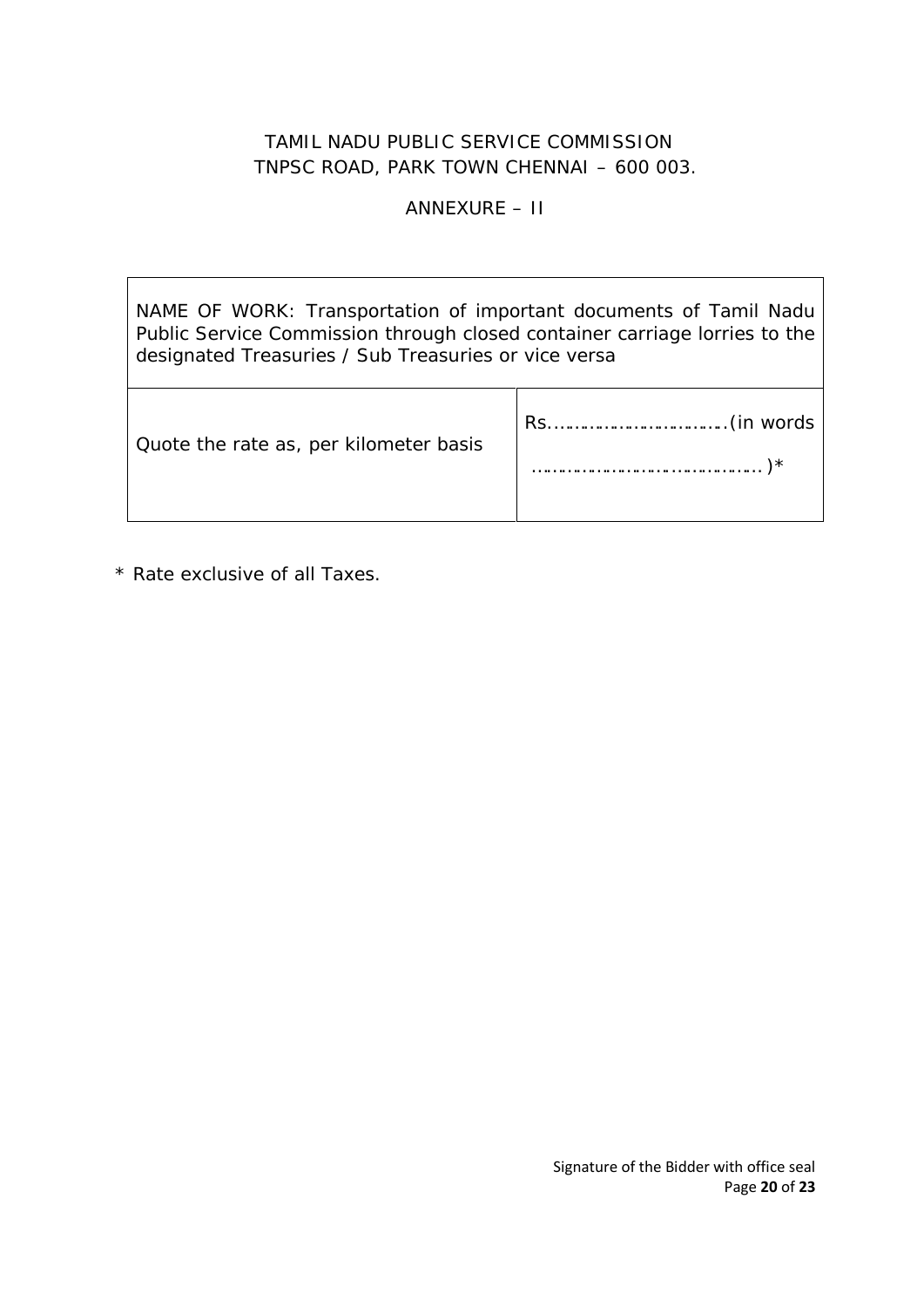TAMIL NADU PUBLIC SERVICE COMMISSION
TNPSC ROAD, PARK TOWN CHENNAI – 600 003.

ANNEXURE – II

| NAME OF WORK: Transportation of important documents of Tamil Nadu Public Service Commission through closed container carriage lorries to the designated Treasuries / Sub Treasuries or vice versa | |
|---|---|
| Quote the rate as, per kilometer basis | Rs…………………………….(in words ………………………………………)* |

\* Rate exclusive of all Taxes.

Signature of the Bidder with office seal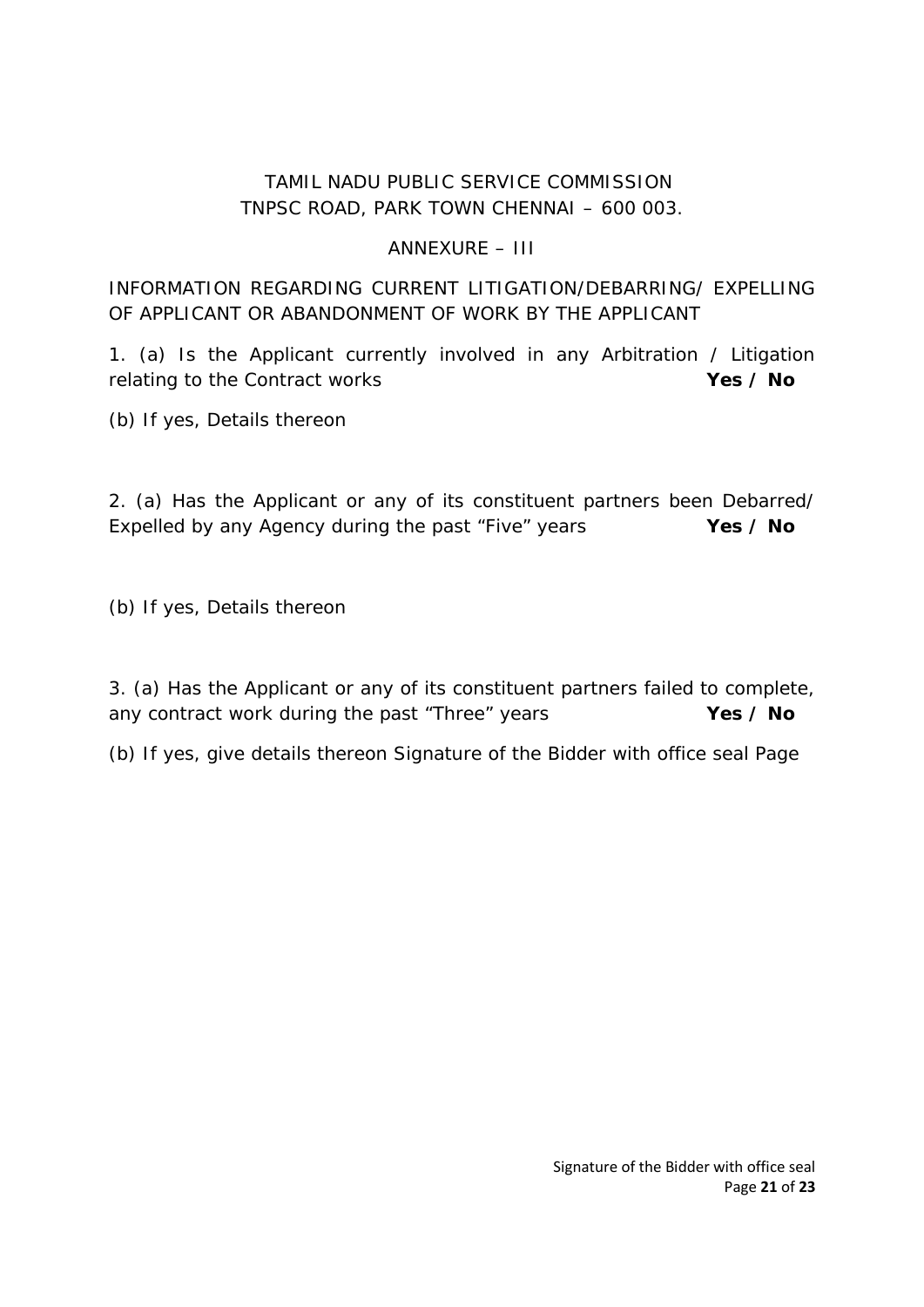TAMIL NADU PUBLIC SERVICE COMMISSION
TNPSC ROAD, PARK TOWN CHENNAI – 600 003.

ANNEXURE – III

INFORMATION REGARDING CURRENT LITIGATION/DEBARRING/ EXPELLING OF APPLICANT OR ABANDONMENT OF WORK BY THE APPLICANT

1. (a) Is the Applicant currently involved in any Arbitration / Litigation relating to the Contract works **Yes / No**

(b) If yes, Details thereon

2. (a) Has the Applicant or any of its constituent partners been Debarred/ Expelled by any Agency during the past "Five" years **Yes / No**

(b) If yes, Details thereon

3. (a) Has the Applicant or any of its constituent partners failed to complete, any contract work during the past "Three" years **Yes / No**

(b) If yes, give details thereon Signature of the Bidder with office seal Page

Signature of the Bidder with office seal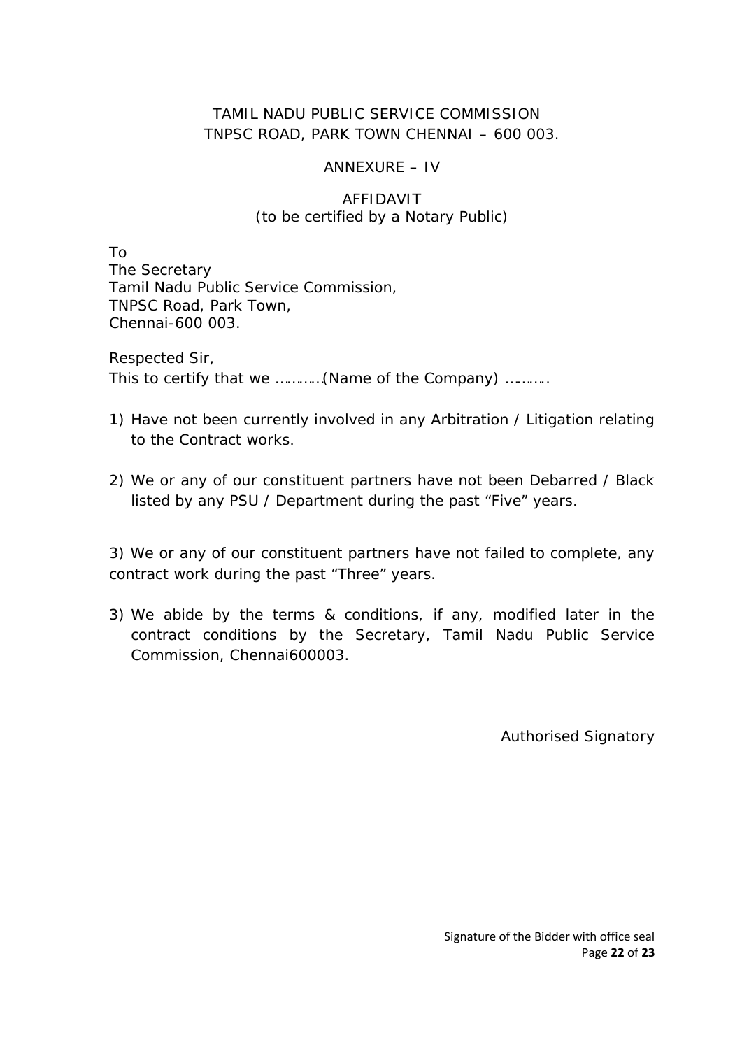TAMIL NADU PUBLIC SERVICE COMMISSION
TNPSC ROAD, PARK TOWN CHENNAI – 600 003.

ANNEXURE – IV

AFFIDAVIT
(to be certified by a Notary Public)

To
The Secretary
Tamil Nadu Public Service Commission,
TNPSC Road, Park Town,
Chennai-600 003.

Respected Sir,
This to certify that we …………(Name of the Company) ……….

1) Have not been currently involved in any Arbitration / Litigation relating to the Contract works.

2) We or any of our constituent partners have not been Debarred / Black listed by any PSU / Department during the past "Five" years.

3) We or any of our constituent partners have not failed to complete, any contract work during the past "Three" years.

3) We abide by the terms & conditions, if any, modified later in the contract conditions by the Secretary, Tamil Nadu Public Service Commission, Chennai600003.

Authorised Signatory

Signature of the Bidder with office seal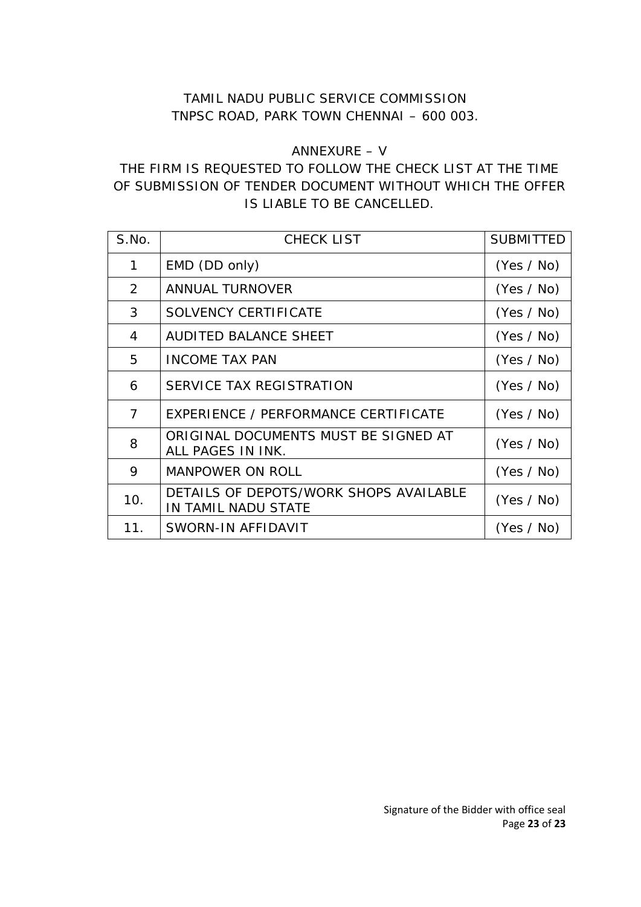TAMIL NADU PUBLIC SERVICE COMMISSION
TNPSC ROAD, PARK TOWN CHENNAI – 600 003.

ANNEXURE – V

THE FIRM IS REQUESTED TO FOLLOW THE CHECK LIST AT THE TIME OF SUBMISSION OF TENDER DOCUMENT WITHOUT WHICH THE OFFER IS LIABLE TO BE CANCELLED.

| S.No. | CHECK LIST | SUBMITTED |
|---|---|---|
| 1 | EMD (DD only) | (Yes / No) |
| 2 | ANNUAL TURNOVER | (Yes / No) |
| 3 | SOLVENCY CERTIFICATE | (Yes / No) |
| 4 | AUDITED BALANCE SHEET | (Yes / No) |
| 5 | INCOME TAX PAN | (Yes / No) |
| 6 | SERVICE TAX REGISTRATION | (Yes / No) |
| 7 | EXPERIENCE / PERFORMANCE CERTIFICATE | (Yes / No) |
| 8 | ORIGINAL DOCUMENTS MUST BE SIGNED AT ALL PAGES IN INK. | (Yes / No) |
| 9 | MANPOWER ON ROLL | (Yes / No) |
| 10. | DETAILS OF DEPOTS/WORK SHOPS AVAILABLE IN TAMIL NADU STATE | (Yes / No) |
| 11. | SWORN-IN AFFIDAVIT | (Yes / No) |

Signature of the Bidder with office seal